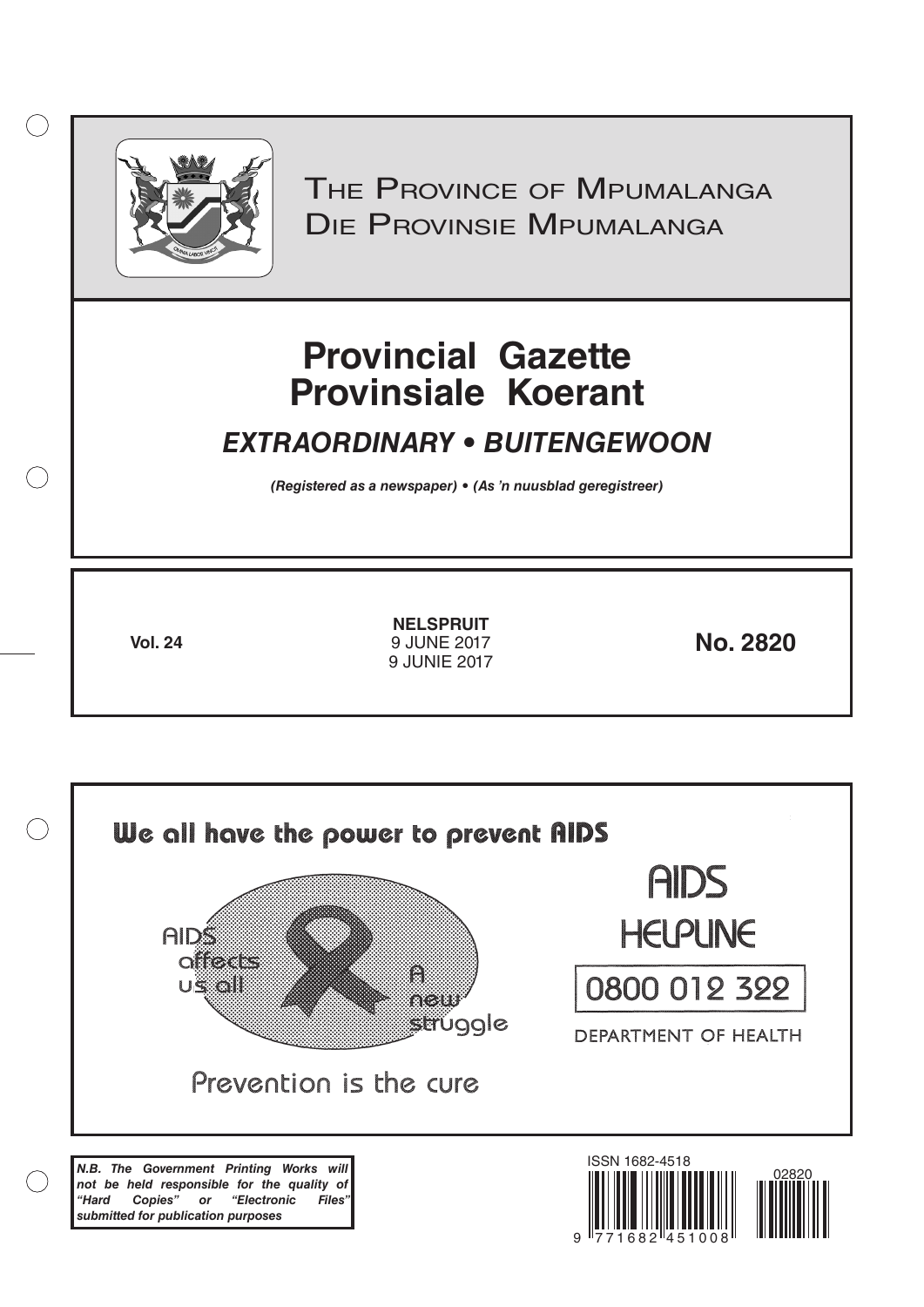# The Province of Mpumalanga
# Die Provinsie Mpumalanga

# Provincial Gazette
# Provinsiale Koerant

## *EXTRAORDINARY • BUITENGEWOON*

***(Registered as a newspaper) • (As 'n nuusblad geregistreer)***

**Vol. 24**

**NELSPRUIT**
9 JUNE 2017
9 JUNIE 2017

**No. 2820**

**We all have the power to prevent AIDS**

AIDS affects us all

A new struggle

Prevention is the cure

AIDS HELPLINE

0800 012 322

DEPARTMENT OF HEALTH

***N.B. The Government Printing Works will not be held responsible for the quality of "Hard Copies" or "Electronic Files" submitted for publication purposes***

ISSN 1682-4518

02820

9 771682 451008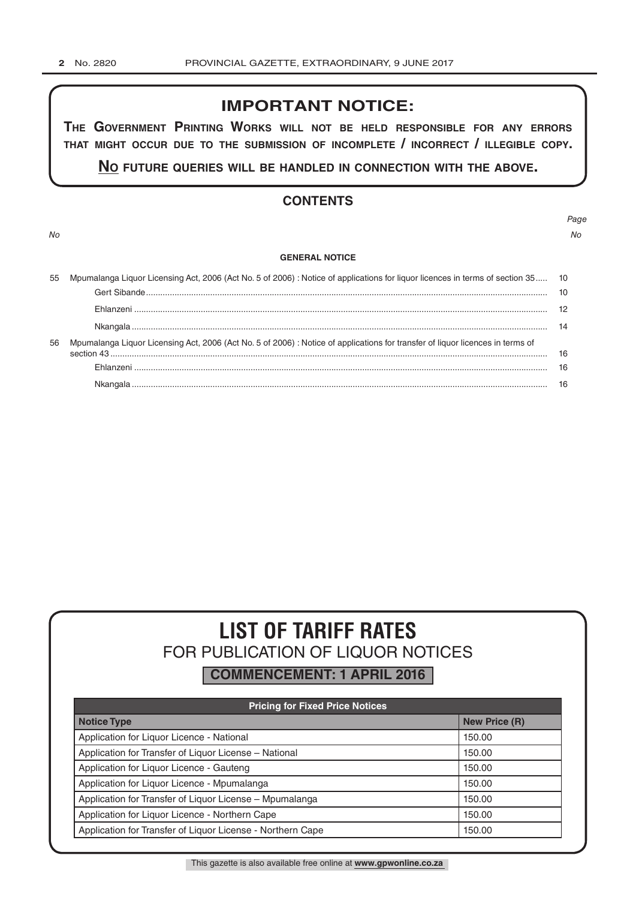## IMPORTANT NOTICE:

**THE GOVERNMENT PRINTING WORKS WILL NOT BE HELD RESPONSIBLE FOR ANY ERRORS THAT MIGHT OCCUR DUE TO THE SUBMISSION OF INCOMPLETE / INCORRECT / ILLEGIBLE COPY.**

**NO FUTURE QUERIES WILL BE HANDLED IN CONNECTION WITH THE ABOVE.**

## CONTENTS

| *No* | | *Page No* |
|---|---|---|
| | **GENERAL NOTICE** | |
| 55 | Mpumalanga Liquor Licensing Act, 2006 (Act No. 5 of 2006) : Notice of applications for liquor licences in terms of section 35 | 10 |
| | Gert Sibande | 10 |
| | Ehlanzeni | 12 |
| | Nkangala | 14 |
| 56 | Mpumalanga Liquor Licensing Act, 2006 (Act No. 5 of 2006) : Notice of applications for transfer of liquor licences in terms of section 43 | 16 |
| | Ehlanzeni | 16 |
| | Nkangala | 16 |

# LIST OF TARIFF RATES

## FOR PUBLICATION OF LIQUOR NOTICES

**COMMENCEMENT: 1 APRIL 2016**

| Pricing for Fixed Price Notices | |
|---|---|
| **Notice Type** | **New Price (R)** |
| Application for Liquor Licence - National | 150.00 |
| Application for Transfer of Liquor License – National | 150.00 |
| Application for Liquor Licence - Gauteng | 150.00 |
| Application for Liquor Licence - Mpumalanga | 150.00 |
| Application for Transfer of Liquor License – Mpumalanga | 150.00 |
| Application for Liquor Licence - Northern Cape | 150.00 |
| Application for Transfer of Liquor License - Northern Cape | 150.00 |

This gazette is also available free online at **www.gpwonline.co.za**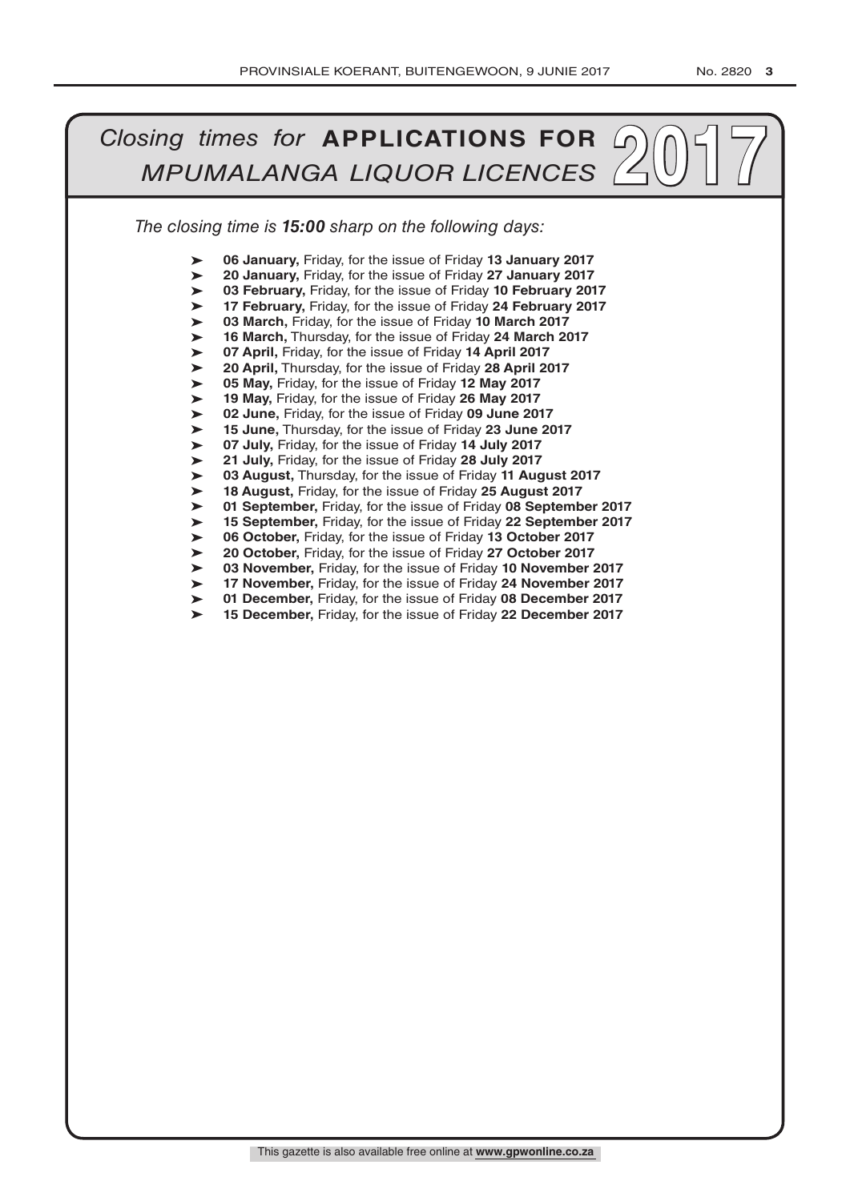# *Closing times for* **APPLICATIONS FOR** *MPUMALANGA LIQUOR LICENCES* **2017**

*The closing time is* ***15:00*** *sharp on the following days:*

- **06 January,** Friday, for the issue of Friday **13 January 2017**
- **20 January,** Friday, for the issue of Friday **27 January 2017**
- **03 February,** Friday, for the issue of Friday **10 February 2017**
- **17 February,** Friday, for the issue of Friday **24 February 2017**
- **03 March,** Friday, for the issue of Friday **10 March 2017**
- **16 March,** Thursday, for the issue of Friday **24 March 2017**
- **07 April,** Friday, for the issue of Friday **14 April 2017**
- **20 April,** Thursday, for the issue of Friday **28 April 2017**
- **05 May,** Friday, for the issue of Friday **12 May 2017**
- **19 May,** Friday, for the issue of Friday **26 May 2017**
- **02 June,** Friday, for the issue of Friday **09 June 2017**
- **15 June,** Thursday, for the issue of Friday **23 June 2017**
- **07 July,** Friday, for the issue of Friday **14 July 2017**
- **21 July,** Friday, for the issue of Friday **28 July 2017**
- **03 August,** Thursday, for the issue of Friday **11 August 2017**
- **18 August,** Friday, for the issue of Friday **25 August 2017**
- **01 September,** Friday, for the issue of Friday **08 September 2017**
- **15 September,** Friday, for the issue of Friday **22 September 2017**
- **06 October,** Friday, for the issue of Friday **13 October 2017**
- **20 October,** Friday, for the issue of Friday **27 October 2017**
- **03 November,** Friday, for the issue of Friday **10 November 2017**
- **17 November,** Friday, for the issue of Friday **24 November 2017**
- **01 December,** Friday, for the issue of Friday **08 December 2017**
- **15 December,** Friday, for the issue of Friday **22 December 2017**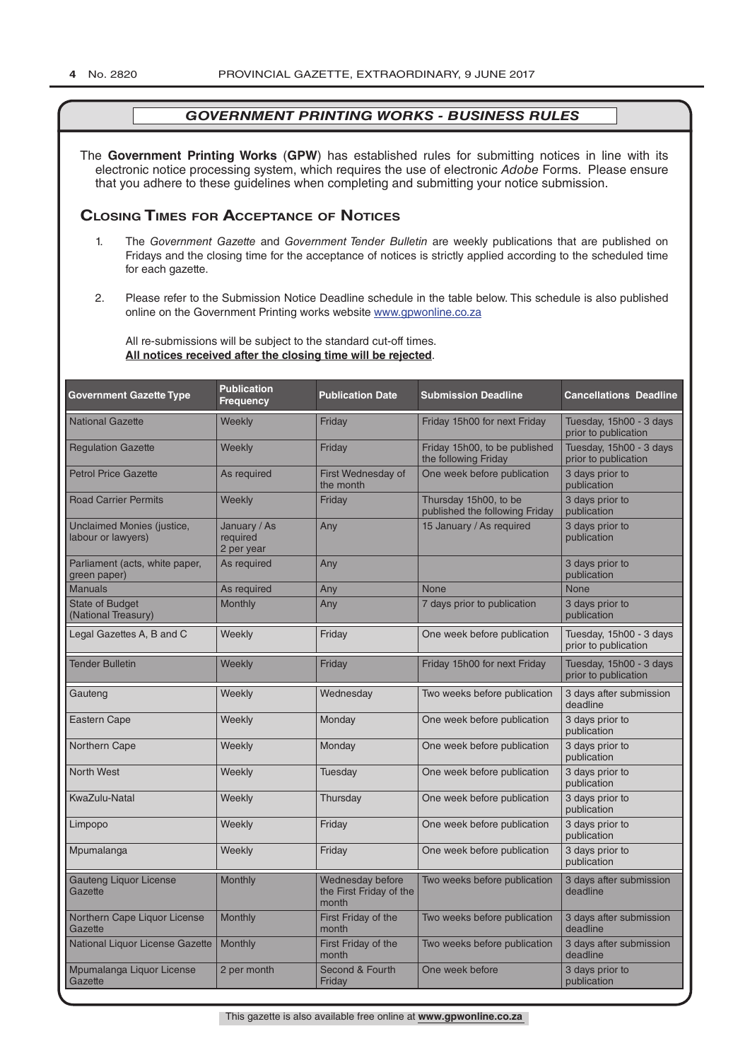## *GOVERNMENT PRINTING WORKS - BUSINESS RULES*

The **Government Printing Works** (**GPW**) has established rules for submitting notices in line with its electronic notice processing system, which requires the use of electronic *Adobe* Forms. Please ensure that you adhere to these guidelines when completing and submitting your notice submission.

### Closing Times for Acceptance of Notices

1. The *Government Gazette* and *Government Tender Bulletin* are weekly publications that are published on Fridays and the closing time for the acceptance of notices is strictly applied according to the scheduled time for each gazette.

2. Please refer to the Submission Notice Deadline schedule in the table below. This schedule is also published online on the Government Printing works website www.gpwonline.co.za

All re-submissions will be subject to the standard cut-off times.
**All notices received after the closing time will be rejected**.

| Government Gazette Type | Publication Frequency | Publication Date | Submission Deadline | Cancellations Deadline |
|---|---|---|---|---|
| National Gazette | Weekly | Friday | Friday 15h00 for next Friday | Tuesday, 15h00 - 3 days prior to publication |
| Regulation Gazette | Weekly | Friday | Friday 15h00, to be published the following Friday | Tuesday, 15h00 - 3 days prior to publication |
| Petrol Price Gazette | As required | First Wednesday of the month | One week before publication | 3 days prior to publication |
| Road Carrier Permits | Weekly | Friday | Thursday 15h00, to be published the following Friday | 3 days prior to publication |
| Unclaimed Monies (justice, labour or lawyers) | January / As required 2 per year | Any | 15 January / As required | 3 days prior to publication |
| Parliament (acts, white paper, green paper) | As required | Any | | 3 days prior to publication |
| Manuals | As required | Any | None | None |
| State of Budget (National Treasury) | Monthly | Any | 7 days prior to publication | 3 days prior to publication |
| Legal Gazettes A, B and C | Weekly | Friday | One week before publication | Tuesday, 15h00 - 3 days prior to publication |
| Tender Bulletin | Weekly | Friday | Friday 15h00 for next Friday | Tuesday, 15h00 - 3 days prior to publication |
| Gauteng | Weekly | Wednesday | Two weeks before publication | 3 days after submission deadline |
| Eastern Cape | Weekly | Monday | One week before publication | 3 days prior to publication |
| Northern Cape | Weekly | Monday | One week before publication | 3 days prior to publication |
| North West | Weekly | Tuesday | One week before publication | 3 days prior to publication |
| KwaZulu-Natal | Weekly | Thursday | One week before publication | 3 days prior to publication |
| Limpopo | Weekly | Friday | One week before publication | 3 days prior to publication |
| Mpumalanga | Weekly | Friday | One week before publication | 3 days prior to publication |
| Gauteng Liquor License Gazette | Monthly | Wednesday before the First Friday of the month | Two weeks before publication | 3 days after submission deadline |
| Northern Cape Liquor License Gazette | Monthly | First Friday of the month | Two weeks before publication | 3 days after submission deadline |
| National Liquor License Gazette | Monthly | First Friday of the month | Two weeks before publication | 3 days after submission deadline |
| Mpumalanga Liquor License Gazette | 2 per month | Second & Fourth Friday | One week before | 3 days prior to publication |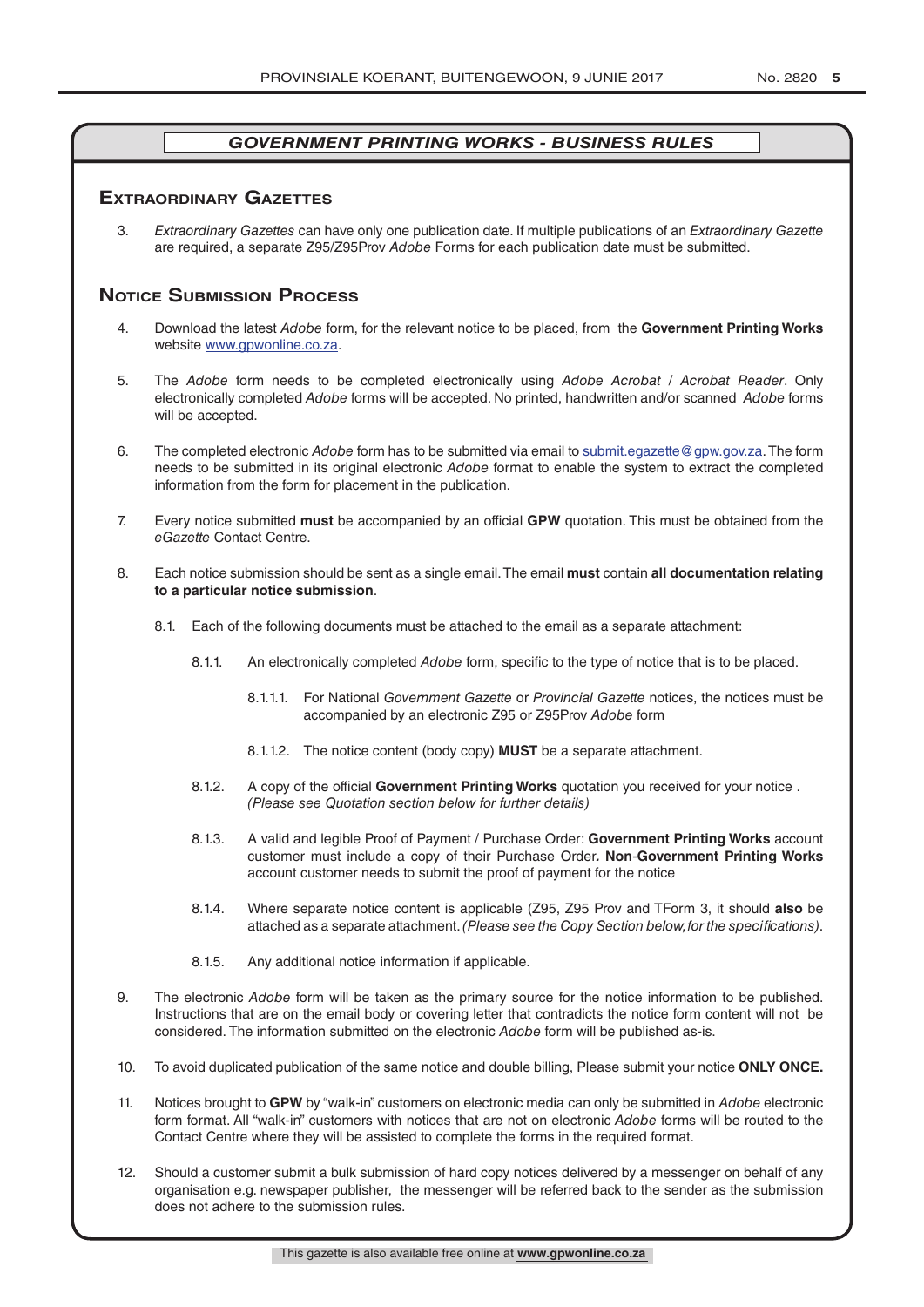## *GOVERNMENT PRINTING WORKS - BUSINESS RULES*

### Extraordinary Gazettes

3. *Extraordinary Gazettes* can have only one publication date. If multiple publications of an *Extraordinary Gazette* are required, a separate Z95/Z95Prov *Adobe* Forms for each publication date must be submitted.

### Notice Submission Process

4. Download the latest *Adobe* form, for the relevant notice to be placed, from the **Government Printing Works** website www.gpwonline.co.za.

5. The *Adobe* form needs to be completed electronically using *Adobe Acrobat* / *Acrobat Reader*. Only electronically completed *Adobe* forms will be accepted. No printed, handwritten and/or scanned *Adobe* forms will be accepted.

6. The completed electronic *Adobe* form has to be submitted via email to submit.egazette@gpw.gov.za. The form needs to be submitted in its original electronic *Adobe* format to enable the system to extract the completed information from the form for placement in the publication.

7. Every notice submitted **must** be accompanied by an official **GPW** quotation. This must be obtained from the *eGazette* Contact Centre.

8. Each notice submission should be sent as a single email. The email **must** contain **all documentation relating to a particular notice submission**.

    8.1. Each of the following documents must be attached to the email as a separate attachment:

    8.1.1. An electronically completed *Adobe* form, specific to the type of notice that is to be placed.

    8.1.1.1. For National *Government Gazette* or *Provincial Gazette* notices, the notices must be accompanied by an electronic Z95 or Z95Prov *Adobe* form

    8.1.1.2. The notice content (body copy) **MUST** be a separate attachment.

    8.1.2. A copy of the official **Government Printing Works** quotation you received for your notice . *(Please see Quotation section below for further details)*

    8.1.3. A valid and legible Proof of Payment / Purchase Order: **Government Printing Works** account customer must include a copy of their Purchase Order**. Non**-**Government Printing Works** account customer needs to submit the proof of payment for the notice

    8.1.4. Where separate notice content is applicable (Z95, Z95 Prov and TForm 3, it should **also** be attached as a separate attachment. *(Please see the Copy Section below, for the specifications)*.

    8.1.5. Any additional notice information if applicable.

9. The electronic *Adobe* form will be taken as the primary source for the notice information to be published. Instructions that are on the email body or covering letter that contradicts the notice form content will not be considered. The information submitted on the electronic *Adobe* form will be published as-is.

10. To avoid duplicated publication of the same notice and double billing, Please submit your notice **ONLY ONCE.**

11. Notices brought to **GPW** by "walk-in" customers on electronic media can only be submitted in *Adobe* electronic form format. All "walk-in" customers with notices that are not on electronic *Adobe* forms will be routed to the Contact Centre where they will be assisted to complete the forms in the required format.

12. Should a customer submit a bulk submission of hard copy notices delivered by a messenger on behalf of any organisation e.g. newspaper publisher, the messenger will be referred back to the sender as the submission does not adhere to the submission rules.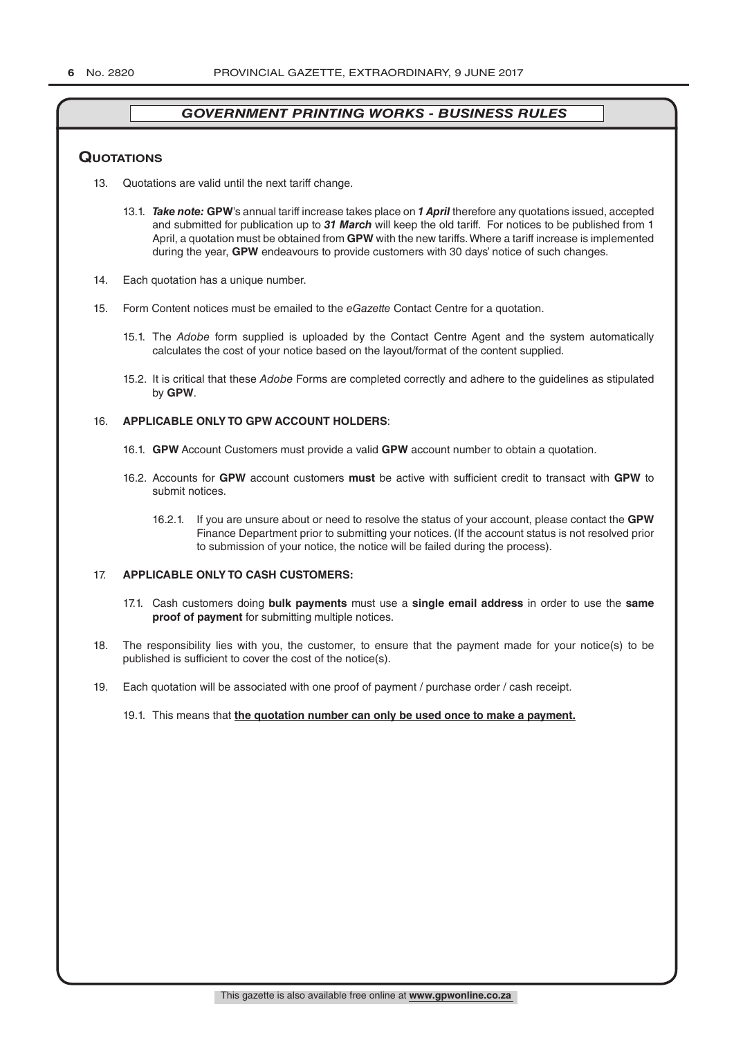## GOVERNMENT PRINTING WORKS - BUSINESS RULES

### Quotations

13. Quotations are valid until the next tariff change.

    13.1. ***Take note:*** **GPW**'s annual tariff increase takes place on ***1 April*** therefore any quotations issued, accepted and submitted for publication up to ***31 March*** will keep the old tariff. For notices to be published from 1 April, a quotation must be obtained from **GPW** with the new tariffs. Where a tariff increase is implemented during the year, **GPW** endeavours to provide customers with 30 days' notice of such changes.

14. Each quotation has a unique number.

15. Form Content notices must be emailed to the *eGazette* Contact Centre for a quotation.

    15.1. The *Adobe* form supplied is uploaded by the Contact Centre Agent and the system automatically calculates the cost of your notice based on the layout/format of the content supplied.

    15.2. It is critical that these *Adobe* Forms are completed correctly and adhere to the guidelines as stipulated by **GPW**.

16. **APPLICABLE ONLY TO GPW ACCOUNT HOLDERS**:

    16.1. **GPW** Account Customers must provide a valid **GPW** account number to obtain a quotation.

    16.2. Accounts for **GPW** account customers **must** be active with sufficient credit to transact with **GPW** to submit notices.

    16.2.1. If you are unsure about or need to resolve the status of your account, please contact the **GPW** Finance Department prior to submitting your notices. (If the account status is not resolved prior to submission of your notice, the notice will be failed during the process).

17. **APPLICABLE ONLY TO CASH CUSTOMERS:**

    17.1. Cash customers doing **bulk payments** must use a **single email address** in order to use the **same proof of payment** for submitting multiple notices.

18. The responsibility lies with you, the customer, to ensure that the payment made for your notice(s) to be published is sufficient to cover the cost of the notice(s).

19. Each quotation will be associated with one proof of payment / purchase order / cash receipt.

    19.1. This means that **<u>the quotation number can only be used once to make a payment.</u>**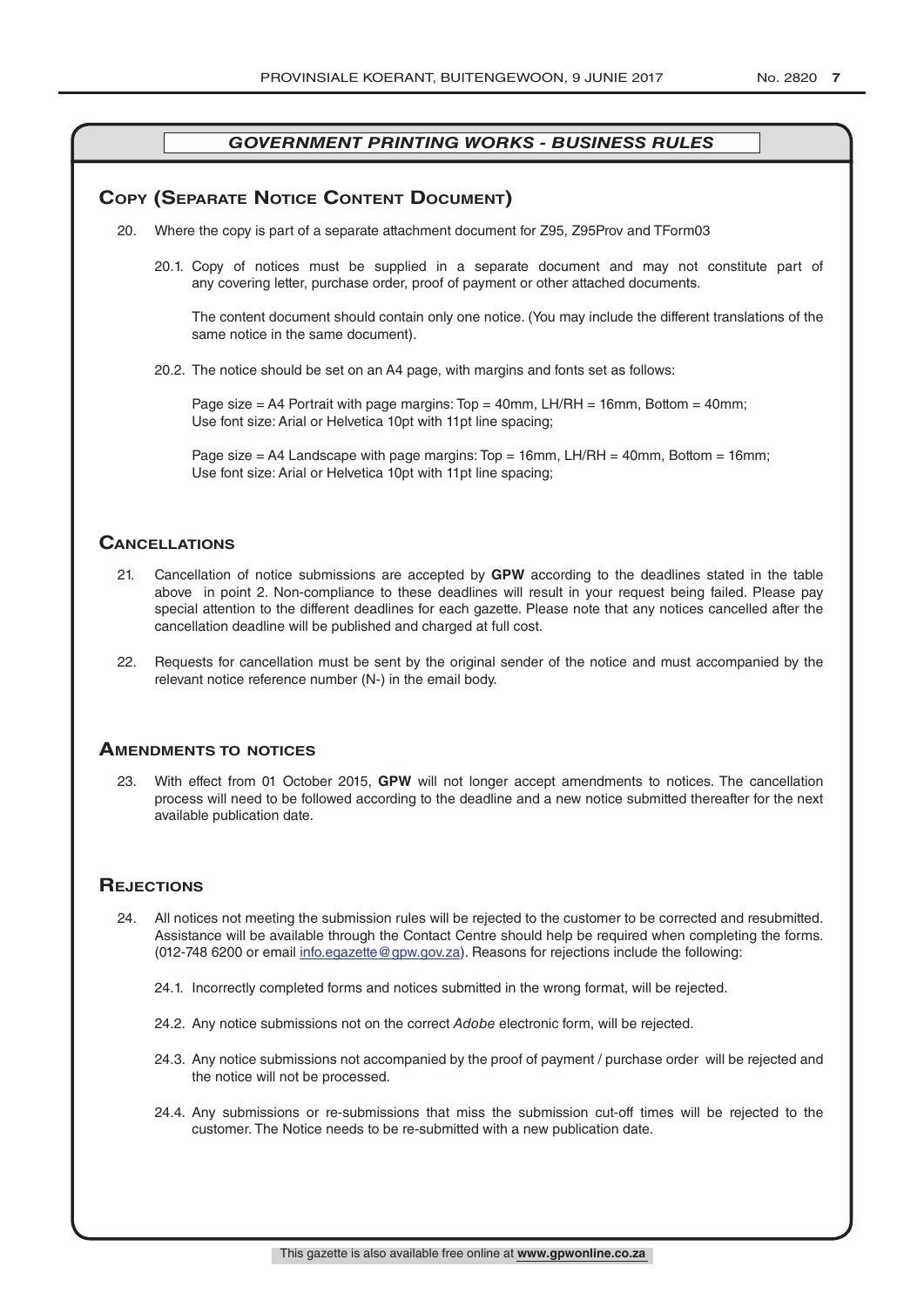## *GOVERNMENT PRINTING WORKS - BUSINESS RULES*

### Copy (Separate Notice Content Document)

20. Where the copy is part of a separate attachment document for Z95, Z95Prov and TForm03

    20.1. Copy of notices must be supplied in a separate document and may not constitute part of any covering letter, purchase order, proof of payment or other attached documents.

    The content document should contain only one notice. (You may include the different translations of the same notice in the same document).

    20.2. The notice should be set on an A4 page, with margins and fonts set as follows:

    Page size = A4 Portrait with page margins: Top = 40mm, LH/RH = 16mm, Bottom = 40mm;
    Use font size: Arial or Helvetica 10pt with 11pt line spacing;

    Page size = A4 Landscape with page margins: Top = 16mm, LH/RH = 40mm, Bottom = 16mm;
    Use font size: Arial or Helvetica 10pt with 11pt line spacing;

### Cancellations

21. Cancellation of notice submissions are accepted by **GPW** according to the deadlines stated in the table above in point 2. Non-compliance to these deadlines will result in your request being failed. Please pay special attention to the different deadlines for each gazette. Please note that any notices cancelled after the cancellation deadline will be published and charged at full cost.

22. Requests for cancellation must be sent by the original sender of the notice and must accompanied by the relevant notice reference number (N-) in the email body.

### Amendments to notices

23. With effect from 01 October 2015, **GPW** will not longer accept amendments to notices. The cancellation process will need to be followed according to the deadline and a new notice submitted thereafter for the next available publication date.

### Rejections

24. All notices not meeting the submission rules will be rejected to the customer to be corrected and resubmitted. Assistance will be available through the Contact Centre should help be required when completing the forms. (012-748 6200 or email info.egazette@gpw.gov.za). Reasons for rejections include the following:

    24.1. Incorrectly completed forms and notices submitted in the wrong format, will be rejected.

    24.2. Any notice submissions not on the correct *Adobe* electronic form, will be rejected.

    24.3. Any notice submissions not accompanied by the proof of payment / purchase order will be rejected and the notice will not be processed.

    24.4. Any submissions or re-submissions that miss the submission cut-off times will be rejected to the customer. The Notice needs to be re-submitted with a new publication date.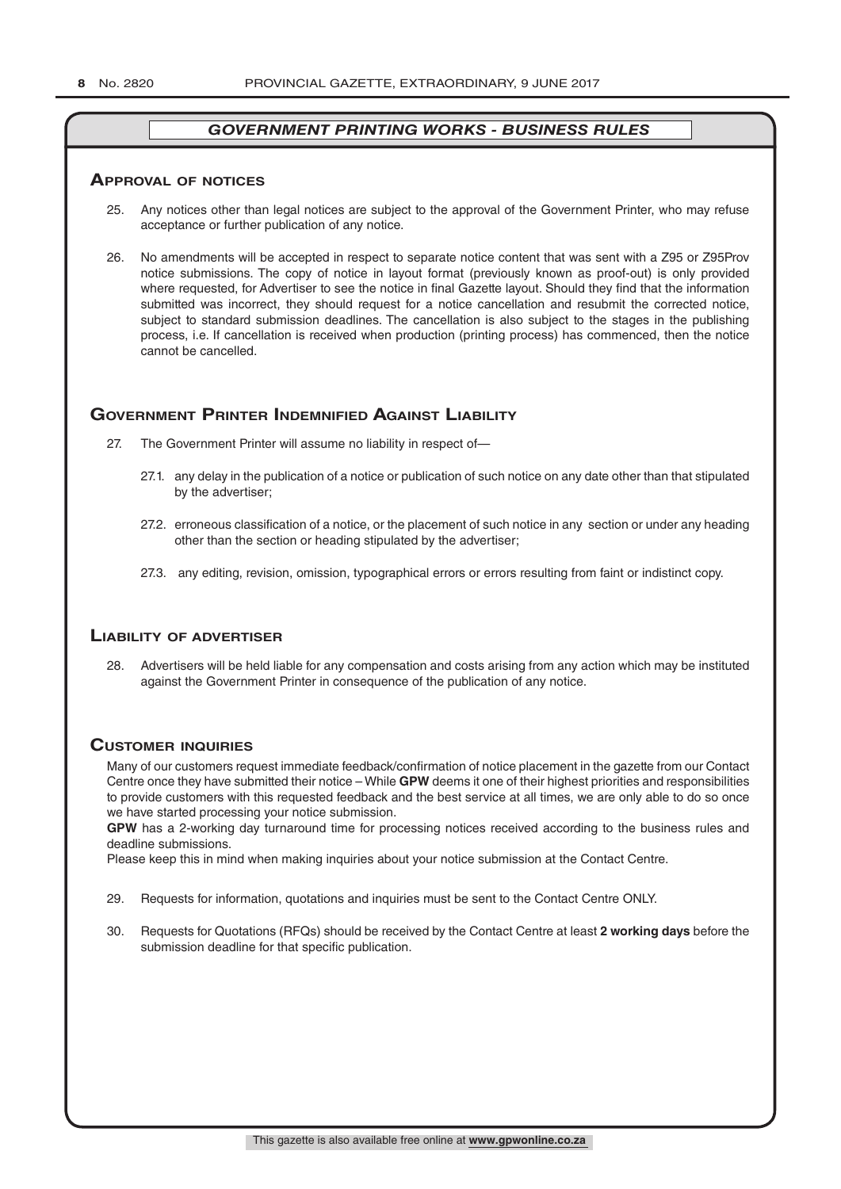## *GOVERNMENT PRINTING WORKS - BUSINESS RULES*

### Approval of notices

25. Any notices other than legal notices are subject to the approval of the Government Printer, who may refuse acceptance or further publication of any notice.

26. No amendments will be accepted in respect to separate notice content that was sent with a Z95 or Z95Prov notice submissions. The copy of notice in layout format (previously known as proof-out) is only provided where requested, for Advertiser to see the notice in final Gazette layout. Should they find that the information submitted was incorrect, they should request for a notice cancellation and resubmit the corrected notice, subject to standard submission deadlines. The cancellation is also subject to the stages in the publishing process, i.e. If cancellation is received when production (printing process) has commenced, then the notice cannot be cancelled.

### Government Printer Indemnified Against Liability

27. The Government Printer will assume no liability in respect of—

    27.1. any delay in the publication of a notice or publication of such notice on any date other than that stipulated by the advertiser;

    27.2. erroneous classification of a notice, or the placement of such notice in any section or under any heading other than the section or heading stipulated by the advertiser;

    27.3. any editing, revision, omission, typographical errors or errors resulting from faint or indistinct copy.

### Liability of advertiser

28. Advertisers will be held liable for any compensation and costs arising from any action which may be instituted against the Government Printer in consequence of the publication of any notice.

### Customer inquiries

Many of our customers request immediate feedback/confirmation of notice placement in the gazette from our Contact Centre once they have submitted their notice – While **GPW** deems it one of their highest priorities and responsibilities to provide customers with this requested feedback and the best service at all times, we are only able to do so once we have started processing your notice submission.

**GPW** has a 2-working day turnaround time for processing notices received according to the business rules and deadline submissions.

Please keep this in mind when making inquiries about your notice submission at the Contact Centre.

29. Requests for information, quotations and inquiries must be sent to the Contact Centre ONLY.

30. Requests for Quotations (RFQs) should be received by the Contact Centre at least **2 working days** before the submission deadline for that specific publication.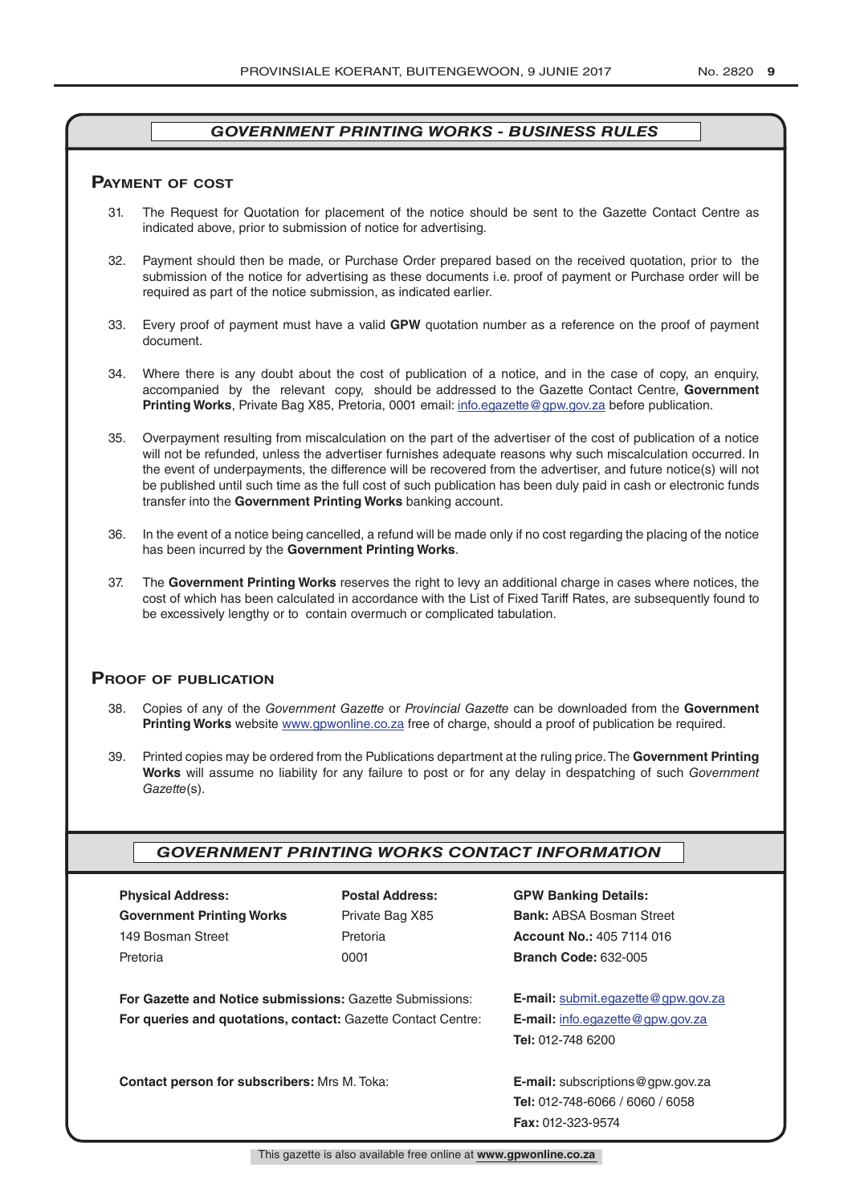## *GOVERNMENT PRINTING WORKS - BUSINESS RULES*

### Payment of cost

31. The Request for Quotation for placement of the notice should be sent to the Gazette Contact Centre as indicated above, prior to submission of notice for advertising.

32. Payment should then be made, or Purchase Order prepared based on the received quotation, prior to the submission of the notice for advertising as these documents i.e. proof of payment or Purchase order will be required as part of the notice submission, as indicated earlier.

33. Every proof of payment must have a valid **GPW** quotation number as a reference on the proof of payment document.

34. Where there is any doubt about the cost of publication of a notice, and in the case of copy, an enquiry, accompanied by the relevant copy, should be addressed to the Gazette Contact Centre, **Government Printing Works**, Private Bag X85, Pretoria, 0001 email: info.egazette@gpw.gov.za before publication.

35. Overpayment resulting from miscalculation on the part of the advertiser of the cost of publication of a notice will not be refunded, unless the advertiser furnishes adequate reasons why such miscalculation occurred. In the event of underpayments, the difference will be recovered from the advertiser, and future notice(s) will not be published until such time as the full cost of such publication has been duly paid in cash or electronic funds transfer into the **Government Printing Works** banking account.

36. In the event of a notice being cancelled, a refund will be made only if no cost regarding the placing of the notice has been incurred by the **Government Printing Works**.

37. The **Government Printing Works** reserves the right to levy an additional charge in cases where notices, the cost of which has been calculated in accordance with the List of Fixed Tariff Rates, are subsequently found to be excessively lengthy or to contain overmuch or complicated tabulation.

### Proof of publication

38. Copies of any of the *Government Gazette* or *Provincial Gazette* can be downloaded from the **Government Printing Works** website www.gpwonline.co.za free of charge, should a proof of publication be required.

39. Printed copies may be ordered from the Publications department at the ruling price. The **Government Printing Works** will assume no liability for any failure to post or for any delay in despatching of such *Government Gazette*(s).

## *GOVERNMENT PRINTING WORKS CONTACT INFORMATION*

**Physical Address:**
**Government Printing Works**
149 Bosman Street
Pretoria

**Postal Address:**
Private Bag X85
Pretoria
0001

**GPW Banking Details:**
**Bank:** ABSA Bosman Street
**Account No.:** 405 7114 016
**Branch Code:** 632-005

**For Gazette and Notice submissions:** Gazette Submissions: **E-mail:** submit.egazette@gpw.gov.za

**For queries and quotations, contact:** Gazette Contact Centre: **E-mail:** info.egazette@gpw.gov.za
**Tel:** 012-748 6200

**Contact person for subscribers:** Mrs M. Toka: **E-mail:** subscriptions@gpw.gov.za
**Tel:** 012-748-6066 / 6060 / 6058
**Fax:** 012-323-9574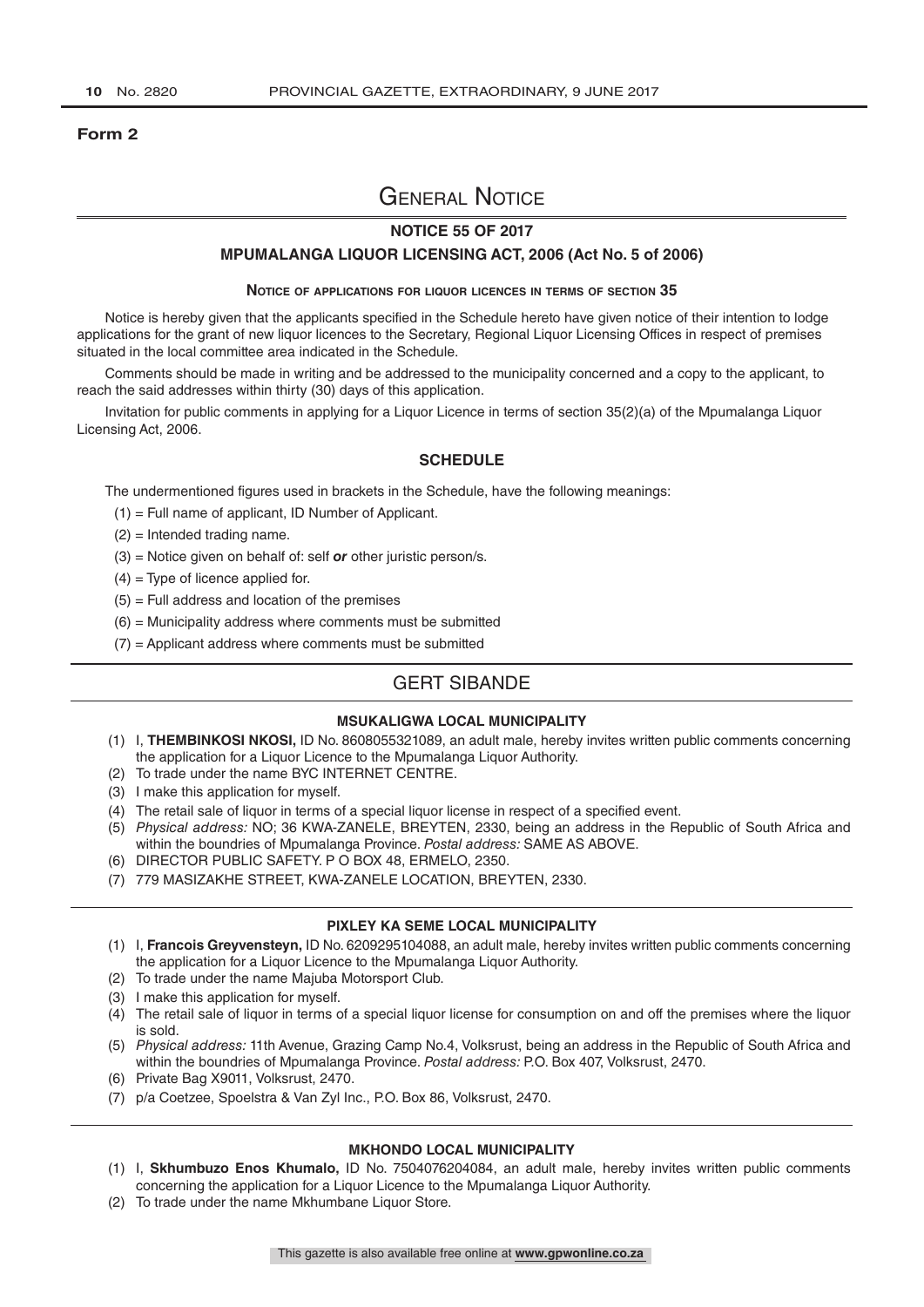**Form 2**

# General Notice

## NOTICE 55 OF 2017

## MPUMALANGA LIQUOR LICENSING ACT, 2006 (Act No. 5 of 2006)

### Notice of applications for liquor licences in terms of section 35

Notice is hereby given that the applicants specified in the Schedule hereto have given notice of their intention to lodge applications for the grant of new liquor licences to the Secretary, Regional Liquor Licensing Offices in respect of premises situated in the local committee area indicated in the Schedule.

Comments should be made in writing and be addressed to the municipality concerned and a copy to the applicant, to reach the said addresses within thirty (30) days of this application.

Invitation for public comments in applying for a Liquor Licence in terms of section 35(2)(a) of the Mpumalanga Liquor Licensing Act, 2006.

### SCHEDULE

The undermentioned figures used in brackets in the Schedule, have the following meanings:

(1) = Full name of applicant, ID Number of Applicant.

(2) = Intended trading name.

(3) = Notice given on behalf of: self ***or*** other juristic person/s.

(4) = Type of licence applied for.

(5) = Full address and location of the premises

(6) = Municipality address where comments must be submitted

(7) = Applicant address where comments must be submitted

## GERT SIBANDE

### MSUKALIGWA LOCAL MUNICIPALITY

(1) I, **THEMBINKOSI NKOSI,** ID No. 8608055321089, an adult male, hereby invites written public comments concerning the application for a Liquor Licence to the Mpumalanga Liquor Authority.

(2) To trade under the name BYC INTERNET CENTRE.

(3) I make this application for myself.

(4) The retail sale of liquor in terms of a special liquor license in respect of a specified event.

(5) *Physical address:* NO; 36 KWA-ZANELE, BREYTEN, 2330, being an address in the Republic of South Africa and within the boundries of Mpumalanga Province. *Postal address:* SAME AS ABOVE.

(6) DIRECTOR PUBLIC SAFETY. P O BOX 48, ERMELO, 2350.

(7) 779 MASIZAKHE STREET, KWA-ZANELE LOCATION, BREYTEN, 2330.

### PIXLEY KA SEME LOCAL MUNICIPALITY

(1) I, **Francois Greyvensteyn,** ID No. 6209295104088, an adult male, hereby invites written public comments concerning the application for a Liquor Licence to the Mpumalanga Liquor Authority.

(2) To trade under the name Majuba Motorsport Club.

(3) I make this application for myself.

(4) The retail sale of liquor in terms of a special liquor license for consumption on and off the premises where the liquor is sold.

(5) *Physical address:* 11th Avenue, Grazing Camp No.4, Volksrust, being an address in the Republic of South Africa and within the boundries of Mpumalanga Province. *Postal address:* P.O. Box 407, Volksrust, 2470.

(6) Private Bag X9011, Volksrust, 2470.

(7) p/a Coetzee, Spoelstra & Van Zyl Inc., P.O. Box 86, Volksrust, 2470.

### MKHONDO LOCAL MUNICIPALITY

(1) I, **Skhumbuzo Enos Khumalo,** ID No. 7504076204084, an adult male, hereby invites written public comments concerning the application for a Liquor Licence to the Mpumalanga Liquor Authority.

(2) To trade under the name Mkhumbane Liquor Store.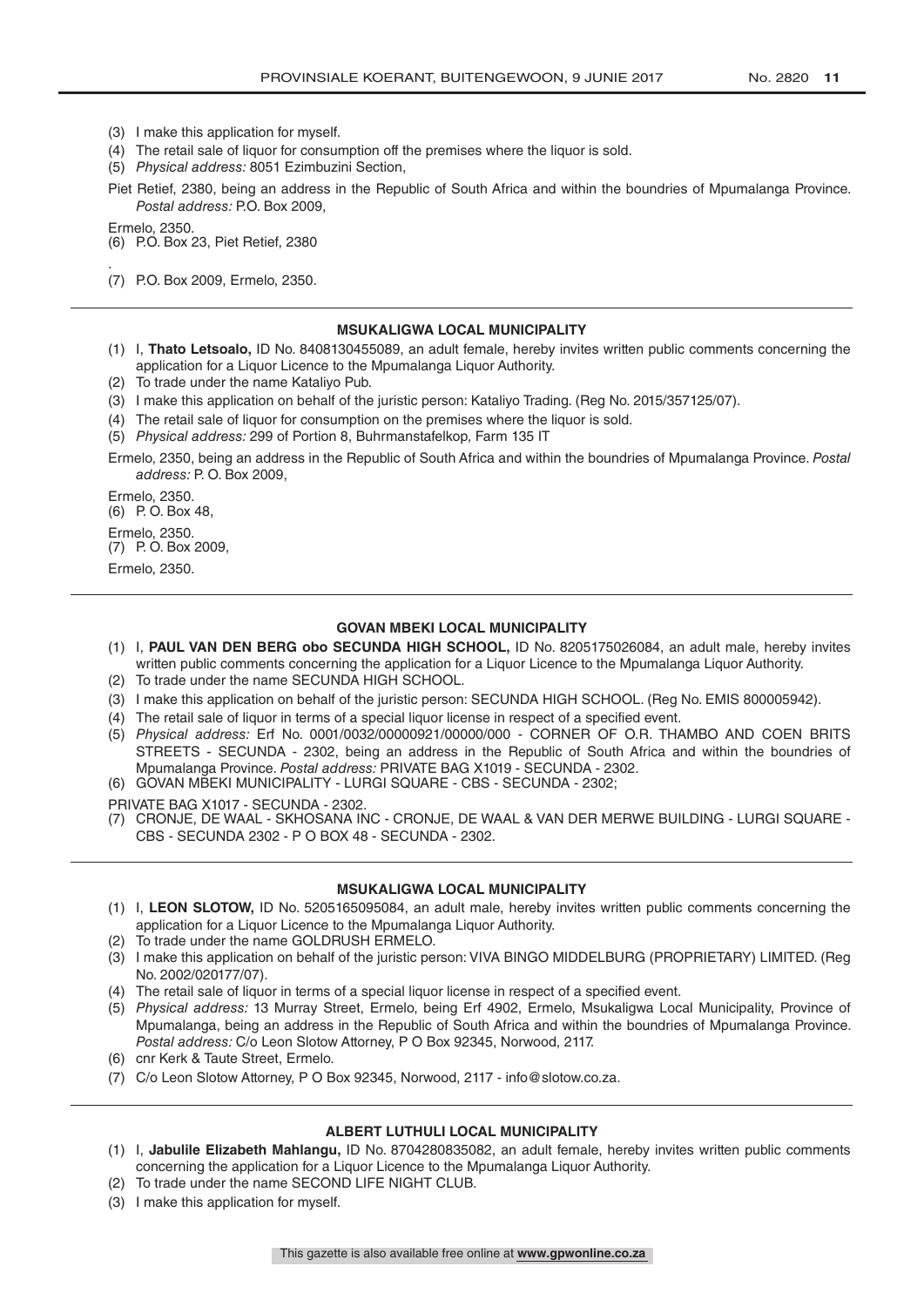(3) I make this application for myself.

(4) The retail sale of liquor for consumption off the premises where the liquor is sold.

(5) *Physical address:* 8051 Ezimbuzini Section,

Piet Retief, 2380, being an address in the Republic of South Africa and within the boundries of Mpumalanga Province. *Postal address:* P.O. Box 2009,

Ermelo, 2350.

(6) P.O. Box 23, Piet Retief, 2380

.

(7) P.O. Box 2009, Ermelo, 2350.

---

#### MSUKALIGWA LOCAL MUNICIPALITY

(1) I, **Thato Letsoalo,** ID No. 8408130455089, an adult female, hereby invites written public comments concerning the application for a Liquor Licence to the Mpumalanga Liquor Authority.

(2) To trade under the name Kataliyo Pub.

(3) I make this application on behalf of the juristic person: Kataliyo Trading. (Reg No. 2015/357125/07).

(4) The retail sale of liquor for consumption on the premises where the liquor is sold.

(5) *Physical address:* 299 of Portion 8, Buhrmanstafelkop, Farm 135 IT

Ermelo, 2350, being an address in the Republic of South Africa and within the boundries of Mpumalanga Province. *Postal address:* P. O. Box 2009,

Ermelo, 2350.

(6) P. O. Box 48,

Ermelo, 2350.

(7) P. O. Box 2009,

Ermelo, 2350.

---

#### GOVAN MBEKI LOCAL MUNICIPALITY

(1) I, **PAUL VAN DEN BERG obo SECUNDA HIGH SCHOOL,** ID No. 8205175026084, an adult male, hereby invites written public comments concerning the application for a Liquor Licence to the Mpumalanga Liquor Authority.

(2) To trade under the name SECUNDA HIGH SCHOOL.

(3) I make this application on behalf of the juristic person: SECUNDA HIGH SCHOOL. (Reg No. EMIS 800005942).

(4) The retail sale of liquor in terms of a special liquor license in respect of a specified event.

(5) *Physical address:* Erf No. 0001/0032/00000921/00000/000 - CORNER OF O.R. THAMBO AND COEN BRITS STREETS - SECUNDA - 2302, being an address in the Republic of South Africa and within the boundries of Mpumalanga Province. *Postal address:* PRIVATE BAG X1019 - SECUNDA - 2302.

(6) GOVAN MBEKI MUNICIPALITY - LURGI SQUARE - CBS - SECUNDA - 2302;

PRIVATE BAG X1017 - SECUNDA - 2302.

(7) CRONJE, DE WAAL - SKHOSANA INC - CRONJE, DE WAAL & VAN DER MERWE BUILDING - LURGI SQUARE - CBS - SECUNDA 2302 - P O BOX 48 - SECUNDA - 2302.

---

#### MSUKALIGWA LOCAL MUNICIPALITY

(1) I, **LEON SLOTOW,** ID No. 5205165095084, an adult male, hereby invites written public comments concerning the application for a Liquor Licence to the Mpumalanga Liquor Authority.

(2) To trade under the name GOLDRUSH ERMELO.

(3) I make this application on behalf of the juristic person: VIVA BINGO MIDDELBURG (PROPRIETARY) LIMITED. (Reg No. 2002/020177/07).

(4) The retail sale of liquor in terms of a special liquor license in respect of a specified event.

(5) *Physical address:* 13 Murray Street, Ermelo, being Erf 4902, Ermelo, Msukaligwa Local Municipality, Province of Mpumalanga, being an address in the Republic of South Africa and within the boundries of Mpumalanga Province. *Postal address:* C/o Leon Slotow Attorney, P O Box 92345, Norwood, 2117.

(6) cnr Kerk & Taute Street, Ermelo.

(7) C/o Leon Slotow Attorney, P O Box 92345, Norwood, 2117 - info@slotow.co.za.

---

#### ALBERT LUTHULI LOCAL MUNICIPALITY

(1) I, **Jabulile Elizabeth Mahlangu,** ID No. 8704280835082, an adult female, hereby invites written public comments concerning the application for a Liquor Licence to the Mpumalanga Liquor Authority.

(2) To trade under the name SECOND LIFE NIGHT CLUB.

(3) I make this application for myself.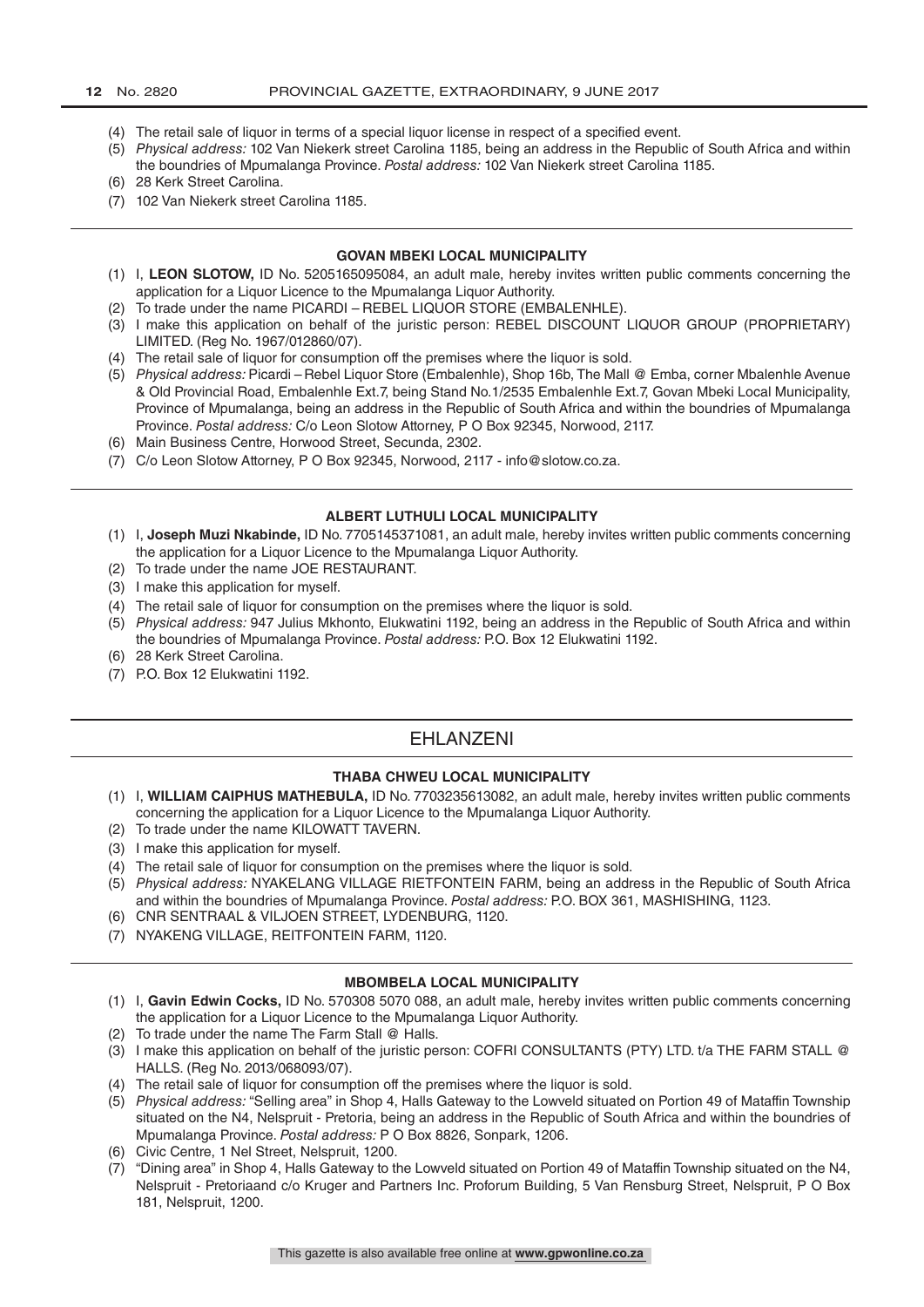(4) The retail sale of liquor in terms of a special liquor license in respect of a specified event.

(5) *Physical address:* 102 Van Niekerk street Carolina 1185, being an address in the Republic of South Africa and within the boundries of Mpumalanga Province. *Postal address:* 102 Van Niekerk street Carolina 1185.

(6) 28 Kerk Street Carolina.

(7) 102 Van Niekerk street Carolina 1185.

---

### GOVAN MBEKI LOCAL MUNICIPALITY

(1) I, **LEON SLOTOW,** ID No. 5205165095084, an adult male, hereby invites written public comments concerning the application for a Liquor Licence to the Mpumalanga Liquor Authority.

(2) To trade under the name PICARDI – REBEL LIQUOR STORE (EMBALENHLE).

(3) I make this application on behalf of the juristic person: REBEL DISCOUNT LIQUOR GROUP (PROPRIETARY) LIMITED. (Reg No. 1967/012860/07).

(4) The retail sale of liquor for consumption off the premises where the liquor is sold.

(5) *Physical address:* Picardi – Rebel Liquor Store (Embalenhle), Shop 16b, The Mall @ Emba, corner Mbalenhle Avenue & Old Provincial Road, Embalenhle Ext.7, being Stand No.1/2535 Embalenhle Ext.7, Govan Mbeki Local Municipality, Province of Mpumalanga, being an address in the Republic of South Africa and within the boundries of Mpumalanga Province. *Postal address:* C/o Leon Slotow Attorney, P O Box 92345, Norwood, 2117.

(6) Main Business Centre, Horwood Street, Secunda, 2302.

(7) C/o Leon Slotow Attorney, P O Box 92345, Norwood, 2117 - info@slotow.co.za.

---

### ALBERT LUTHULI LOCAL MUNICIPALITY

(1) I, **Joseph Muzi Nkabinde,** ID No. 7705145371081, an adult male, hereby invites written public comments concerning the application for a Liquor Licence to the Mpumalanga Liquor Authority.

(2) To trade under the name JOE RESTAURANT.

(3) I make this application for myself.

(4) The retail sale of liquor for consumption on the premises where the liquor is sold.

(5) *Physical address:* 947 Julius Mkhonto, Elukwatini 1192, being an address in the Republic of South Africa and within the boundries of Mpumalanga Province. *Postal address:* P.O. Box 12 Elukwatini 1192.

(6) 28 Kerk Street Carolina.

(7) P.O. Box 12 Elukwatini 1192.

---

## EHLANZENI

### THABA CHWEU LOCAL MUNICIPALITY

(1) I, **WILLIAM CAIPHUS MATHEBULA,** ID No. 7703235613082, an adult male, hereby invites written public comments concerning the application for a Liquor Licence to the Mpumalanga Liquor Authority.

(2) To trade under the name KILOWATT TAVERN.

(3) I make this application for myself.

(4) The retail sale of liquor for consumption on the premises where the liquor is sold.

(5) *Physical address:* NYAKELANG VILLAGE RIETFONTEIN FARM, being an address in the Republic of South Africa and within the boundries of Mpumalanga Province. *Postal address:* P.O. BOX 361, MASHISHING, 1123.

(6) CNR SENTRAAL & VILJOEN STREET, LYDENBURG, 1120.

(7) NYAKENG VILLAGE, REITFONTEIN FARM, 1120.

---

### MBOMBELA LOCAL MUNICIPALITY

(1) I, **Gavin Edwin Cocks,** ID No. 570308 5070 088, an adult male, hereby invites written public comments concerning the application for a Liquor Licence to the Mpumalanga Liquor Authority.

(2) To trade under the name The Farm Stall @ Halls.

(3) I make this application on behalf of the juristic person: COFRI CONSULTANTS (PTY) LTD. t/a THE FARM STALL @ HALLS. (Reg No. 2013/068093/07).

(4) The retail sale of liquor for consumption off the premises where the liquor is sold.

(5) *Physical address:* "Selling area" in Shop 4, Halls Gateway to the Lowveld situated on Portion 49 of Mataffin Township situated on the N4, Nelspruit - Pretoria, being an address in the Republic of South Africa and within the boundries of Mpumalanga Province. *Postal address:* P O Box 8826, Sonpark, 1206.

(6) Civic Centre, 1 Nel Street, Nelspruit, 1200.

(7) "Dining area" in Shop 4, Halls Gateway to the Lowveld situated on Portion 49 of Mataffin Township situated on the N4, Nelspruit - Pretoriaand c/o Kruger and Partners Inc. Proforum Building, 5 Van Rensburg Street, Nelspruit, P O Box 181, Nelspruit, 1200.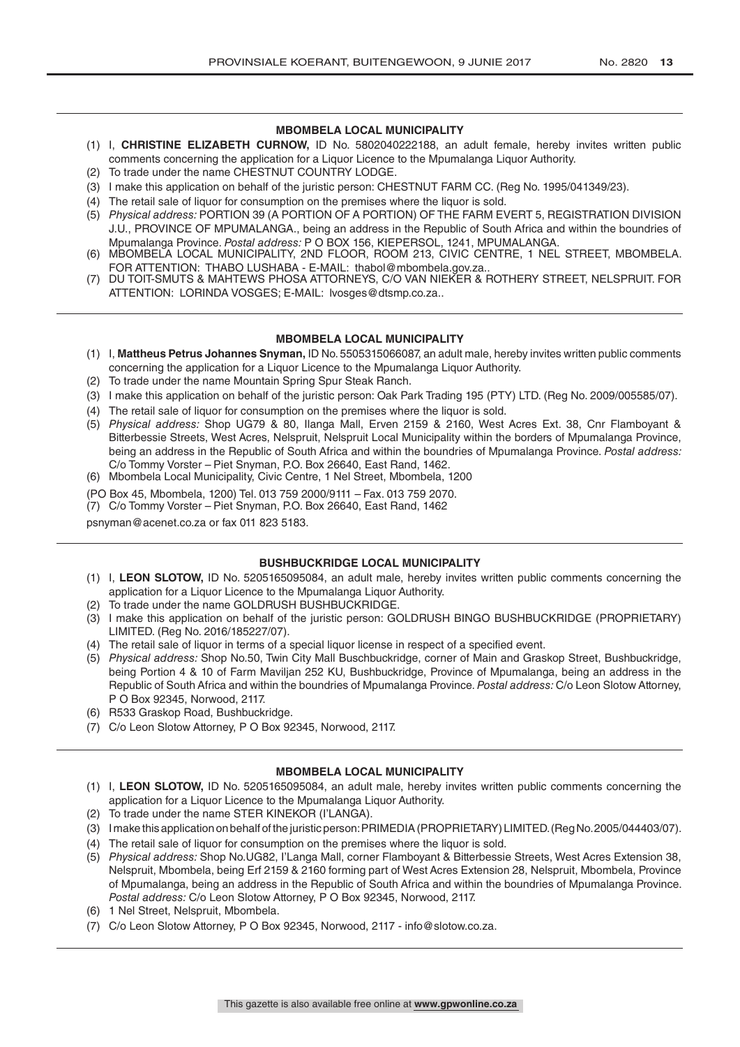### MBOMBELA LOCAL MUNICIPALITY

(1) I, **CHRISTINE ELIZABETH CURNOW,** ID No. 5802040222188, an adult female, hereby invites written public comments concerning the application for a Liquor Licence to the Mpumalanga Liquor Authority.
(2) To trade under the name CHESTNUT COUNTRY LODGE.
(3) I make this application on behalf of the juristic person: CHESTNUT FARM CC. (Reg No. 1995/041349/23).
(4) The retail sale of liquor for consumption on the premises where the liquor is sold.
(5) *Physical address:* PORTION 39 (A PORTION OF A PORTION) OF THE FARM EVERT 5, REGISTRATION DIVISION J.U., PROVINCE OF MPUMALANGA., being an address in the Republic of South Africa and within the boundries of Mpumalanga Province. *Postal address:* P O BOX 156, KIEPERSOL, 1241, MPUMALANGA.
(6) MBOMBELA LOCAL MUNICIPALITY, 2ND FLOOR, ROOM 213, CIVIC CENTRE, 1 NEL STREET, MBOMBELA. FOR ATTENTION: THABO LUSHABA - E-MAIL: thabol@mbombela.gov.za..
(7) DU TOIT-SMUTS & MAHTEWS PHOSA ATTORNEYS, C/O VAN NIEKER & ROTHERY STREET, NELSPRUIT. FOR ATTENTION: LORINDA VOSGES; E-MAIL: lvosges@dtsmp.co.za..

### MBOMBELA LOCAL MUNICIPALITY

(1) I, **Mattheus Petrus Johannes Snyman,** ID No. 5505315066087, an adult male, hereby invites written public comments concerning the application for a Liquor Licence to the Mpumalanga Liquor Authority.
(2) To trade under the name Mountain Spring Spur Steak Ranch.
(3) I make this application on behalf of the juristic person: Oak Park Trading 195 (PTY) LTD. (Reg No. 2009/005585/07).
(4) The retail sale of liquor for consumption on the premises where the liquor is sold.
(5) *Physical address:* Shop UG79 & 80, Ilanga Mall, Erven 2159 & 2160, West Acres Ext. 38, Cnr Flamboyant & Bitterbessie Streets, West Acres, Nelspruit, Nelspruit Local Municipality within the borders of Mpumalanga Province, being an address in the Republic of South Africa and within the boundries of Mpumalanga Province. *Postal address:* C/o Tommy Vorster – Piet Snyman, P.O. Box 26640, East Rand, 1462.
(6) Mbombela Local Municipality, Civic Centre, 1 Nel Street, Mbombela, 1200

(PO Box 45, Mbombela, 1200) Tel. 013 759 2000/9111 – Fax. 013 759 2070.

(7) C/o Tommy Vorster – Piet Snyman, P.O. Box 26640, East Rand, 1462

psnyman@acenet.co.za or fax 011 823 5183.

### BUSHBUCKRIDGE LOCAL MUNICIPALITY

(1) I, **LEON SLOTOW,** ID No. 5205165095084, an adult male, hereby invites written public comments concerning the application for a Liquor Licence to the Mpumalanga Liquor Authority.
(2) To trade under the name GOLDRUSH BUSHBUCKRIDGE.
(3) I make this application on behalf of the juristic person: GOLDRUSH BINGO BUSHBUCKRIDGE (PROPRIETARY) LIMITED. (Reg No. 2016/185227/07).
(4) The retail sale of liquor in terms of a special liquor license in respect of a specified event.
(5) *Physical address:* Shop No.50, Twin City Mall Buschbuckridge, corner of Main and Graskop Street, Bushbuckridge, being Portion 4 & 10 of Farm Maviljan 252 KU, Bushbuckridge, Province of Mpumalanga, being an address in the Republic of South Africa and within the boundries of Mpumalanga Province. *Postal address:* C/o Leon Slotow Attorney, P O Box 92345, Norwood, 2117.
(6) R533 Graskop Road, Bushbuckridge.
(7) C/o Leon Slotow Attorney, P O Box 92345, Norwood, 2117.

### MBOMBELA LOCAL MUNICIPALITY

(1) I, **LEON SLOTOW,** ID No. 5205165095084, an adult male, hereby invites written public comments concerning the application for a Liquor Licence to the Mpumalanga Liquor Authority.
(2) To trade under the name STER KINEKOR (I'LANGA).
(3) I make this application on behalf of the juristic person: PRIMEDIA (PROPRIETARY) LIMITED. (Reg No. 2005/044403/07).
(4) The retail sale of liquor for consumption on the premises where the liquor is sold.
(5) *Physical address:* Shop No.UG82, I'Langa Mall, corner Flamboyant & Bitterbessie Streets, West Acres Extension 38, Nelspruit, Mbombela, being Erf 2159 & 2160 forming part of West Acres Extension 28, Nelspruit, Mbombela, Province of Mpumalanga, being an address in the Republic of South Africa and within the boundries of Mpumalanga Province. *Postal address:* C/o Leon Slotow Attorney, P O Box 92345, Norwood, 2117.
(6) 1 Nel Street, Nelspruit, Mbombela.
(7) C/o Leon Slotow Attorney, P O Box 92345, Norwood, 2117 - info@slotow.co.za.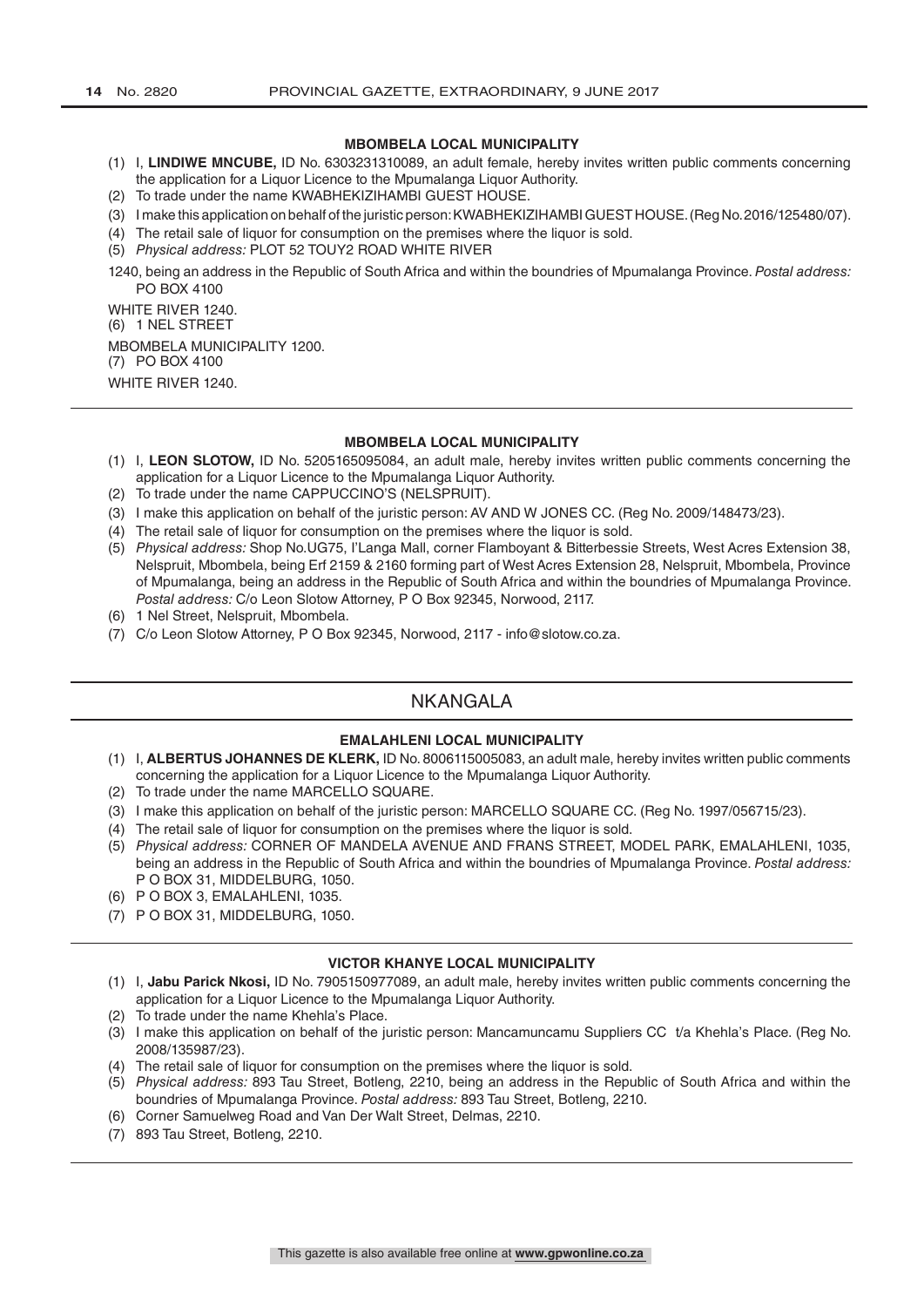#### MBOMBELA LOCAL MUNICIPALITY

(1) I, **LINDIWE MNCUBE,** ID No. 6303231310089, an adult female, hereby invites written public comments concerning the application for a Liquor Licence to the Mpumalanga Liquor Authority.
(2) To trade under the name KWABHEKIZIHAMBI GUEST HOUSE.
(3) I make this application on behalf of the juristic person: KWABHEKIZIHAMBI GUEST HOUSE. (Reg No. 2016/125480/07).
(4) The retail sale of liquor for consumption on the premises where the liquor is sold.
(5) *Physical address:* PLOT 52 TOUY2 ROAD WHITE RIVER

1240, being an address in the Republic of South Africa and within the boundries of Mpumalanga Province. *Postal address:* PO BOX 4100

WHITE RIVER 1240.
(6) 1 NEL STREET

MBOMBELA MUNICIPALITY 1200.
(7) PO BOX 4100

WHITE RIVER 1240.

---

#### MBOMBELA LOCAL MUNICIPALITY

(1) I, **LEON SLOTOW,** ID No. 5205165095084, an adult male, hereby invites written public comments concerning the application for a Liquor Licence to the Mpumalanga Liquor Authority.
(2) To trade under the name CAPPUCCINO'S (NELSPRUIT).
(3) I make this application on behalf of the juristic person: AV AND W JONES CC. (Reg No. 2009/148473/23).
(4) The retail sale of liquor for consumption on the premises where the liquor is sold.
(5) *Physical address:* Shop No.UG75, I'Langa Mall, corner Flamboyant & Bitterbessie Streets, West Acres Extension 38, Nelspruit, Mbombela, being Erf 2159 & 2160 forming part of West Acres Extension 28, Nelspruit, Mbombela, Province of Mpumalanga, being an address in the Republic of South Africa and within the boundries of Mpumalanga Province. *Postal address:* C/o Leon Slotow Attorney, P O Box 92345, Norwood, 2117.
(6) 1 Nel Street, Nelspruit, Mbombela.
(7) C/o Leon Slotow Attorney, P O Box 92345, Norwood, 2117 - info@slotow.co.za.

---

## NKANGALA

#### EMALAHLENI LOCAL MUNICIPALITY

(1) I, **ALBERTUS JOHANNES DE KLERK,** ID No. 8006115005083, an adult male, hereby invites written public comments concerning the application for a Liquor Licence to the Mpumalanga Liquor Authority.
(2) To trade under the name MARCELLO SQUARE.
(3) I make this application on behalf of the juristic person: MARCELLO SQUARE CC. (Reg No. 1997/056715/23).
(4) The retail sale of liquor for consumption on the premises where the liquor is sold.
(5) *Physical address:* CORNER OF MANDELA AVENUE AND FRANS STREET, MODEL PARK, EMALAHLENI, 1035, being an address in the Republic of South Africa and within the boundries of Mpumalanga Province. *Postal address:* P O BOX 31, MIDDELBURG, 1050.
(6) P O BOX 3, EMALAHLENI, 1035.
(7) P O BOX 31, MIDDELBURG, 1050.

---

#### VICTOR KHANYE LOCAL MUNICIPALITY

(1) I, **Jabu Parick Nkosi,** ID No. 7905150977089, an adult male, hereby invites written public comments concerning the application for a Liquor Licence to the Mpumalanga Liquor Authority.
(2) To trade under the name Khehla's Place.
(3) I make this application on behalf of the juristic person: Mancamuncamu Suppliers CC t/a Khehla's Place. (Reg No. 2008/135987/23).
(4) The retail sale of liquor for consumption on the premises where the liquor is sold.
(5) *Physical address:* 893 Tau Street, Botleng, 2210, being an address in the Republic of South Africa and within the boundries of Mpumalanga Province. *Postal address:* 893 Tau Street, Botleng, 2210.
(6) Corner Samuelweg Road and Van Der Walt Street, Delmas, 2210.
(7) 893 Tau Street, Botleng, 2210.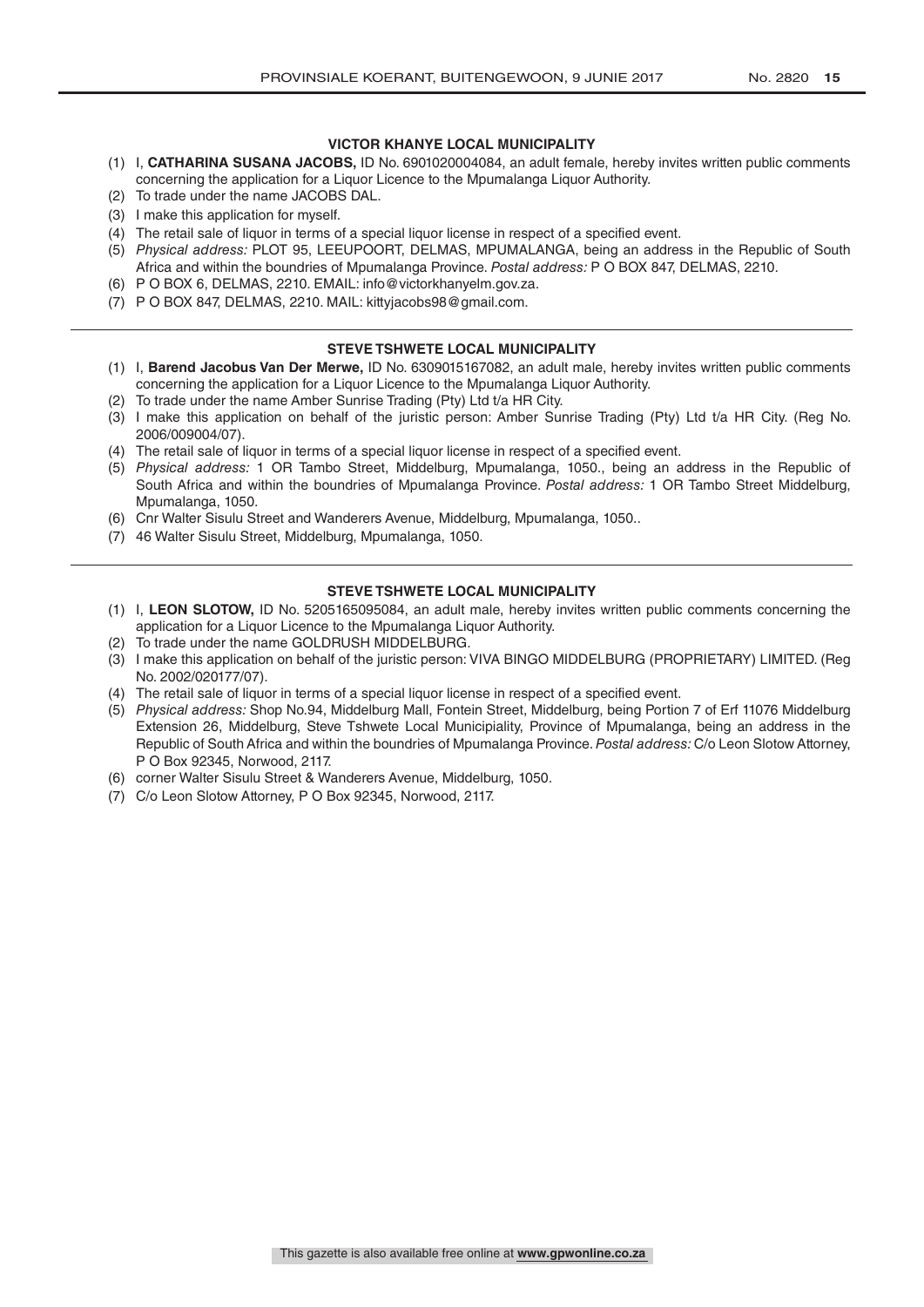### VICTOR KHANYE LOCAL MUNICIPALITY

(1) I, **CATHARINA SUSANA JACOBS,** ID No. 6901020004084, an adult female, hereby invites written public comments concerning the application for a Liquor Licence to the Mpumalanga Liquor Authority.
(2) To trade under the name JACOBS DAL.
(3) I make this application for myself.
(4) The retail sale of liquor in terms of a special liquor license in respect of a specified event.
(5) *Physical address:* PLOT 95, LEEUPOORT, DELMAS, MPUMALANGA, being an address in the Republic of South Africa and within the boundries of Mpumalanga Province. *Postal address:* P O BOX 847, DELMAS, 2210.
(6) P O BOX 6, DELMAS, 2210. EMAIL: info@victorkhanyelm.gov.za.
(7) P O BOX 847, DELMAS, 2210. MAIL: kittyjacobs98@gmail.com.

---

### STEVE TSHWETE LOCAL MUNICIPALITY

(1) I, **Barend Jacobus Van Der Merwe,** ID No. 6309015167082, an adult male, hereby invites written public comments concerning the application for a Liquor Licence to the Mpumalanga Liquor Authority.
(2) To trade under the name Amber Sunrise Trading (Pty) Ltd t/a HR City.
(3) I make this application on behalf of the juristic person: Amber Sunrise Trading (Pty) Ltd t/a HR City. (Reg No. 2006/009004/07).
(4) The retail sale of liquor in terms of a special liquor license in respect of a specified event.
(5) *Physical address:* 1 OR Tambo Street, Middelburg, Mpumalanga, 1050., being an address in the Republic of South Africa and within the boundries of Mpumalanga Province. *Postal address:* 1 OR Tambo Street Middelburg, Mpumalanga, 1050.
(6) Cnr Walter Sisulu Street and Wanderers Avenue, Middelburg, Mpumalanga, 1050..
(7) 46 Walter Sisulu Street, Middelburg, Mpumalanga, 1050.

---

### STEVE TSHWETE LOCAL MUNICIPALITY

(1) I, **LEON SLOTOW,** ID No. 5205165095084, an adult male, hereby invites written public comments concerning the application for a Liquor Licence to the Mpumalanga Liquor Authority.
(2) To trade under the name GOLDRUSH MIDDELBURG.
(3) I make this application on behalf of the juristic person: VIVA BINGO MIDDELBURG (PROPRIETARY) LIMITED. (Reg No. 2002/020177/07).
(4) The retail sale of liquor in terms of a special liquor license in respect of a specified event.
(5) *Physical address:* Shop No.94, Middelburg Mall, Fontein Street, Middelburg, being Portion 7 of Erf 11076 Middelburg Extension 26, Middelburg, Steve Tshwete Local Municipiality, Province of Mpumalanga, being an address in the Republic of South Africa and within the boundries of Mpumalanga Province. *Postal address:* C/o Leon Slotow Attorney, P O Box 92345, Norwood, 2117.
(6) corner Walter Sisulu Street & Wanderers Avenue, Middelburg, 1050.
(7) C/o Leon Slotow Attorney, P O Box 92345, Norwood, 2117.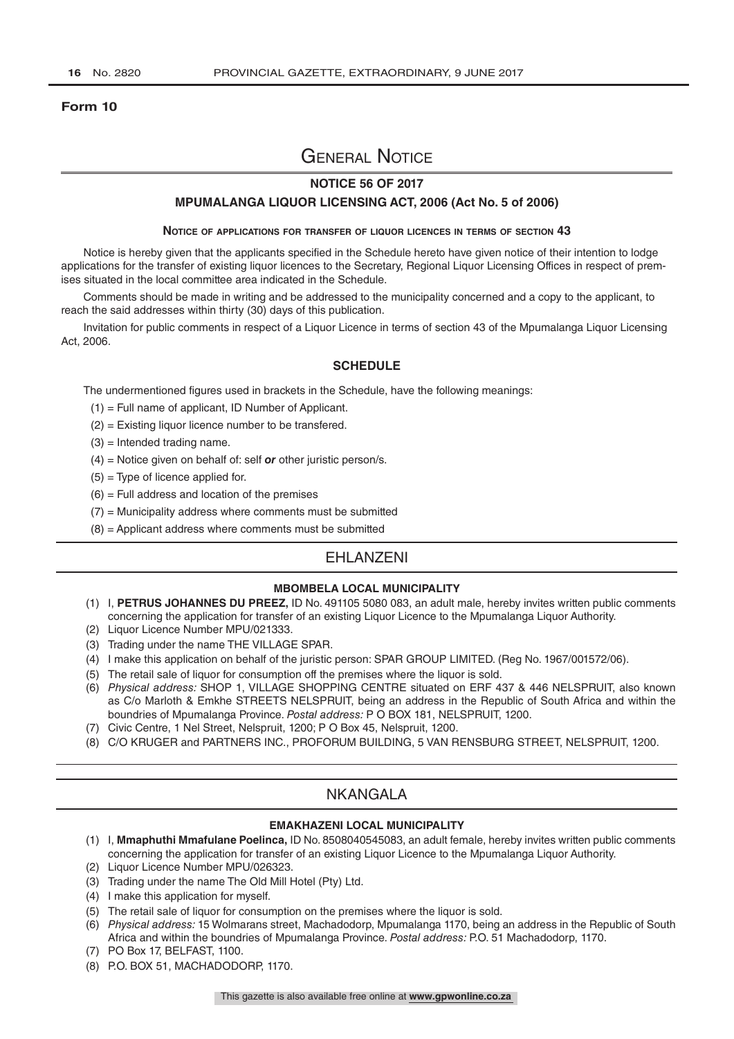**Form 10**

# GENERAL NOTICE

## NOTICE 56 OF 2017

## MPUMALANGA LIQUOR LICENSING ACT, 2006 (Act No. 5 of 2006)

### NOTICE OF APPLICATIONS FOR TRANSFER OF LIQUOR LICENCES IN TERMS OF SECTION 43

Notice is hereby given that the applicants specified in the Schedule hereto have given notice of their intention to lodge applications for the transfer of existing liquor licences to the Secretary, Regional Liquor Licensing Offices in respect of premises situated in the local committee area indicated in the Schedule.

Comments should be made in writing and be addressed to the municipality concerned and a copy to the applicant, to reach the said addresses within thirty (30) days of this publication.

Invitation for public comments in respect of a Liquor Licence in terms of section 43 of the Mpumalanga Liquor Licensing Act, 2006.

### SCHEDULE

The undermentioned figures used in brackets in the Schedule, have the following meanings:

(1) = Full name of applicant, ID Number of Applicant.

(2) = Existing liquor licence number to be transfered.

(3) = Intended trading name.

(4) = Notice given on behalf of: self ***or*** other juristic person/s.

(5) = Type of licence applied for.

(6) = Full address and location of the premises

(7) = Municipality address where comments must be submitted

(8) = Applicant address where comments must be submitted

## EHLANZENI

### MBOMBELA LOCAL MUNICIPALITY

(1) I, **PETRUS JOHANNES DU PREEZ,** ID No. 491105 5080 083, an adult male, hereby invites written public comments concerning the application for transfer of an existing Liquor Licence to the Mpumalanga Liquor Authority.

(2) Liquor Licence Number MPU/021333.

(3) Trading under the name THE VILLAGE SPAR.

(4) I make this application on behalf of the juristic person: SPAR GROUP LIMITED. (Reg No. 1967/001572/06).

(5) The retail sale of liquor for consumption off the premises where the liquor is sold.

(6) *Physical address:* SHOP 1, VILLAGE SHOPPING CENTRE situated on ERF 437 & 446 NELSPRUIT, also known as C/o Marloth & Emkhe STREETS NELSPRUIT, being an address in the Republic of South Africa and within the boundries of Mpumalanga Province. *Postal address:* P O BOX 181, NELSPRUIT, 1200.

(7) Civic Centre, 1 Nel Street, Nelspruit, 1200; P O Box 45, Nelspruit, 1200.

(8) C/O KRUGER and PARTNERS INC., PROFORUM BUILDING, 5 VAN RENSBURG STREET, NELSPRUIT, 1200.

## NKANGALA

### EMAKHAZENI LOCAL MUNICIPALITY

(1) I, **Mmaphuthi Mmafulane Poelinca,** ID No. 8508040545083, an adult female, hereby invites written public comments concerning the application for transfer of an existing Liquor Licence to the Mpumalanga Liquor Authority.

(2) Liquor Licence Number MPU/026323.

(3) Trading under the name The Old Mill Hotel (Pty) Ltd.

(4) I make this application for myself.

(5) The retail sale of liquor for consumption on the premises where the liquor is sold.

(6) *Physical address:* 15 Wolmarans street, Machadodorp, Mpumalanga 1170, being an address in the Republic of South Africa and within the boundries of Mpumalanga Province. *Postal address:* P.O. 51 Machadodorp, 1170.

(7) PO Box 17, BELFAST, 1100.

(8) P.O. BOX 51, MACHADODORP, 1170.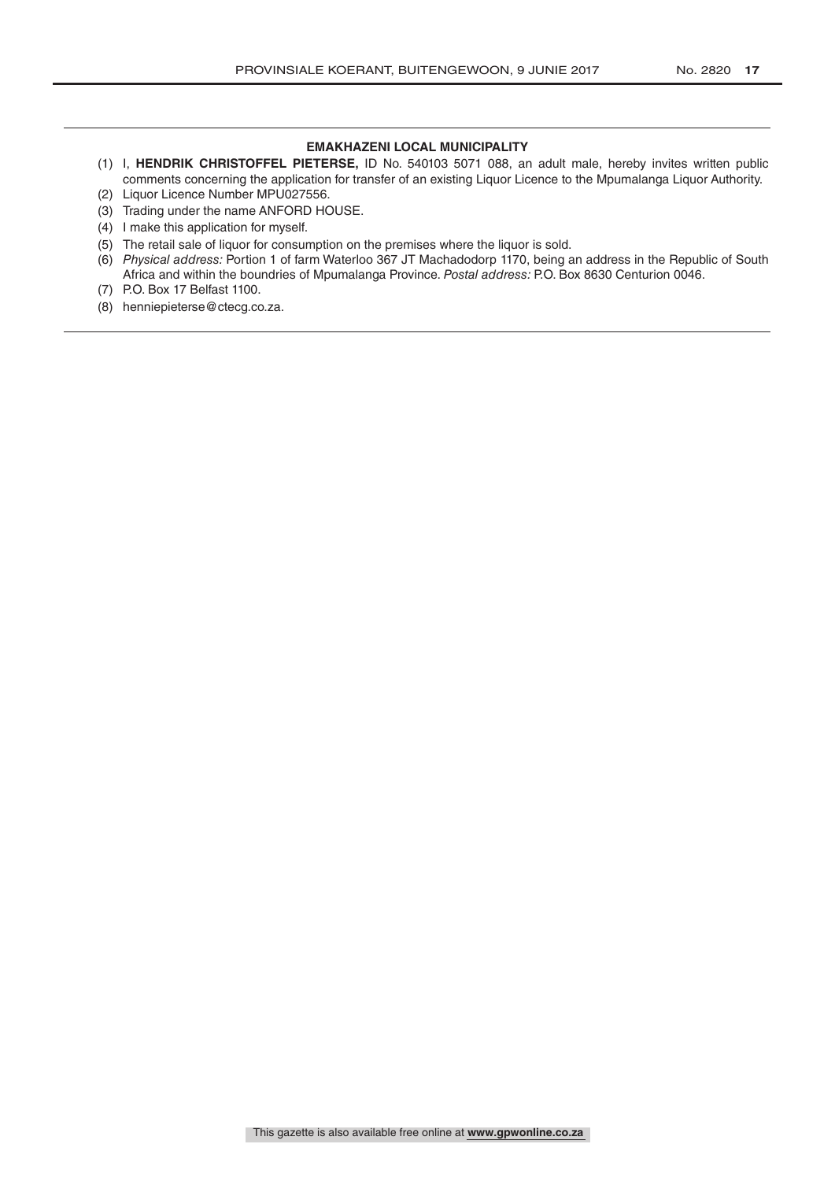**EMAKHAZENI LOCAL MUNICIPALITY**

(1) I, **HENDRIK CHRISTOFFEL PIETERSE,** ID No. 540103 5071 088, an adult male, hereby invites written public comments concerning the application for transfer of an existing Liquor Licence to the Mpumalanga Liquor Authority.

(2) Liquor Licence Number MPU027556.

(3) Trading under the name ANFORD HOUSE.

(4) I make this application for myself.

(5) The retail sale of liquor for consumption on the premises where the liquor is sold.

(6) *Physical address:* Portion 1 of farm Waterloo 367 JT Machadodorp 1170, being an address in the Republic of South Africa and within the boundries of Mpumalanga Province. *Postal address:* P.O. Box 8630 Centurion 0046.

(7) P.O. Box 17 Belfast 1100.

(8) henniepieterse@ctecg.co.za.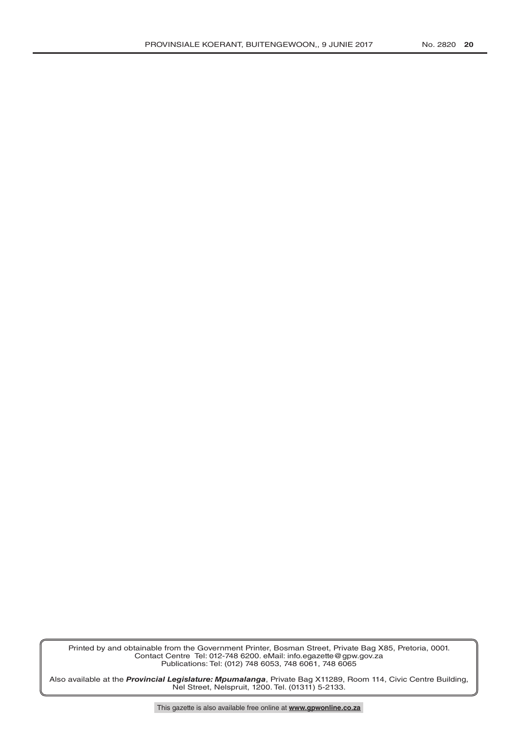Printed by and obtainable from the Government Printer, Bosman Street, Private Bag X85, Pretoria, 0001.
Contact Centre Tel: 012-748 6200. eMail: info.egazette@gpw.gov.za
Publications: Tel: (012) 748 6053, 748 6061, 748 6065

Also available at the ***Provincial Legislature: Mpumalanga***, Private Bag X11289, Room 114, Civic Centre Building, Nel Street, Nelspruit, 1200. Tel. (01311) 5-2133.

This gazette is also available free online at **www.gpwonline.co.za**